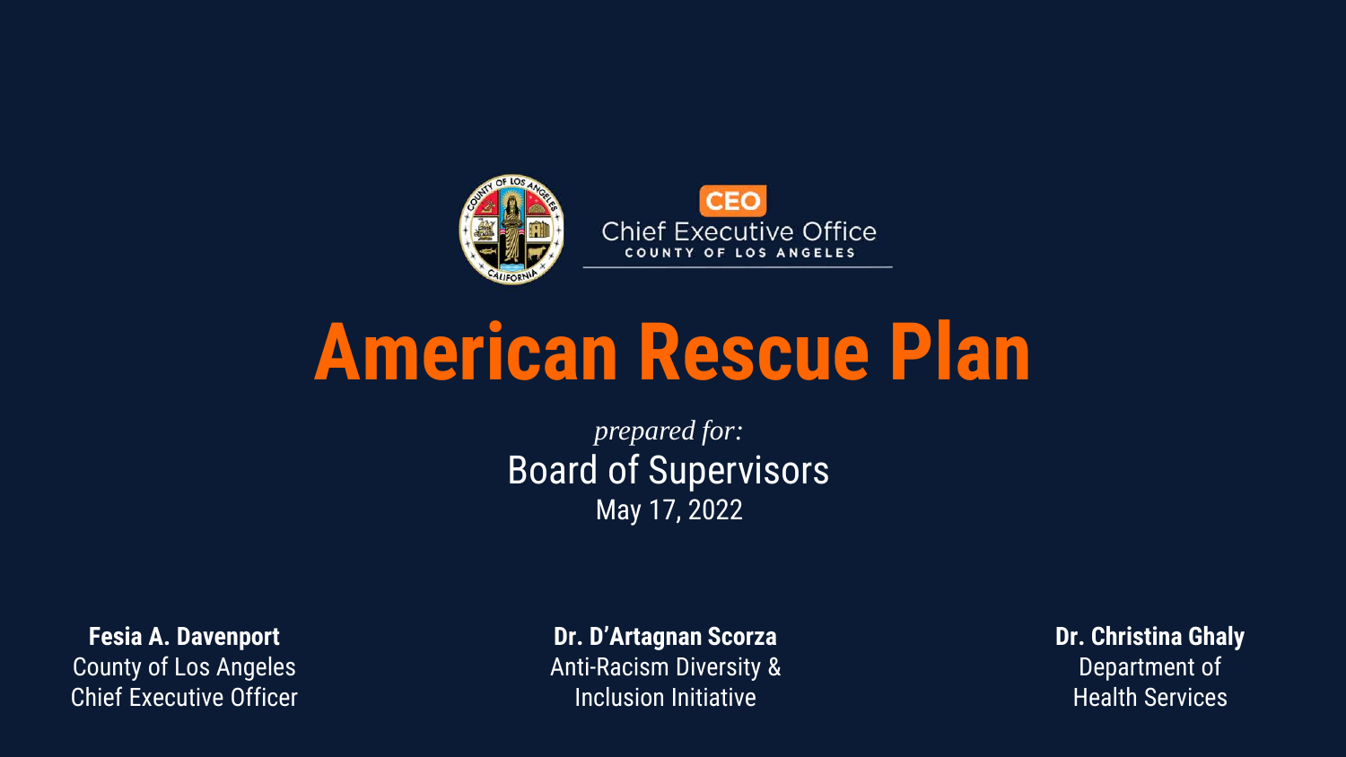CEO

Chief Executive Office

COUNTY OF LOS ANGELES

# American Rescue Plan

*prepared for:*

Board of Supervisors

May 17, 2022

**Fesia A. Davenport**
County of Los Angeles
Chief Executive Officer

**Dr. D'Artagnan Scorza**
Anti-Racism Diversity &
Inclusion Initiative

**Dr. Christina Ghaly**
Department of
Health Services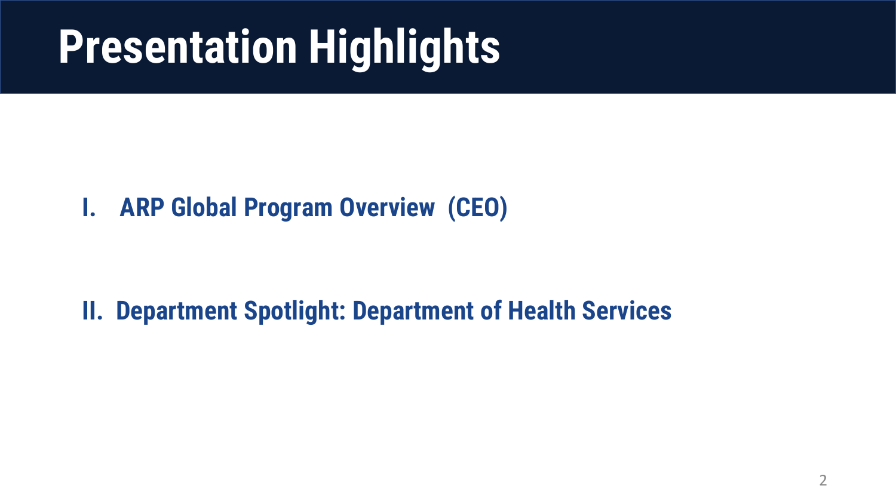# Presentation Highlights

I. **ARP Global Program Overview (CEO)**

II. **Department Spotlight: Department of Health Services**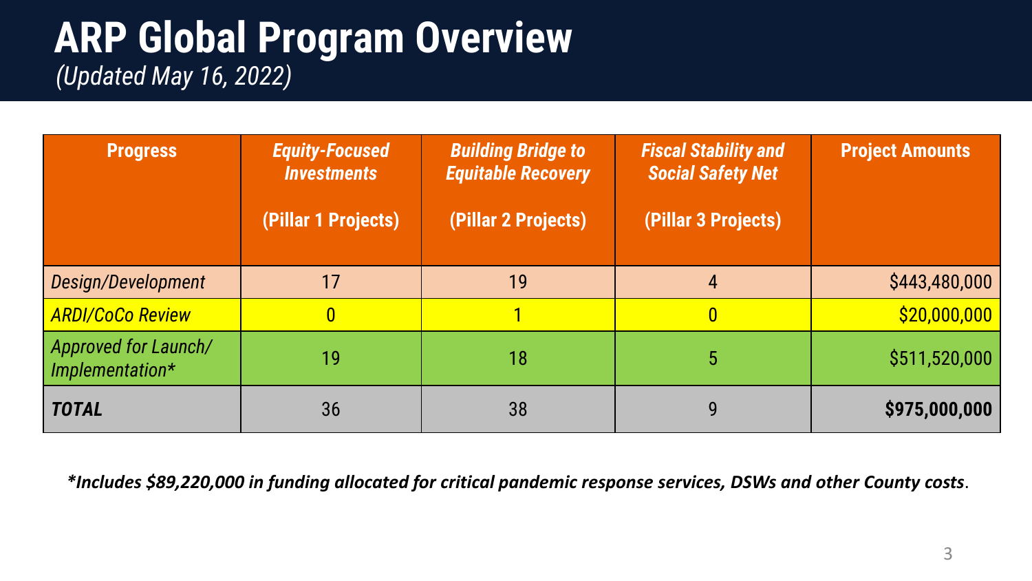# ARP Global Program Overview

*(Updated May 16, 2022)*

| Progress | *Equity-Focused Investments* (Pillar 1 Projects) | *Building Bridge to Equitable Recovery* (Pillar 2 Projects) | *Fiscal Stability and Social Safety Net* (Pillar 3 Projects) | Project Amounts |
|---|---|---|---|---|
| *Design/Development* | 17 | 19 | 4 | $443,480,000 |
| *ARDI/CoCo Review* | 0 | 1 | 0 | $20,000,000 |
| *Approved for Launch/ Implementation** | 19 | 18 | 5 | $511,520,000 |
| ***TOTAL*** | 36 | 38 | 9 | **$975,000,000** |

****Includes $89,220,000 in funding allocated for critical pandemic response services, DSWs and other County costs***.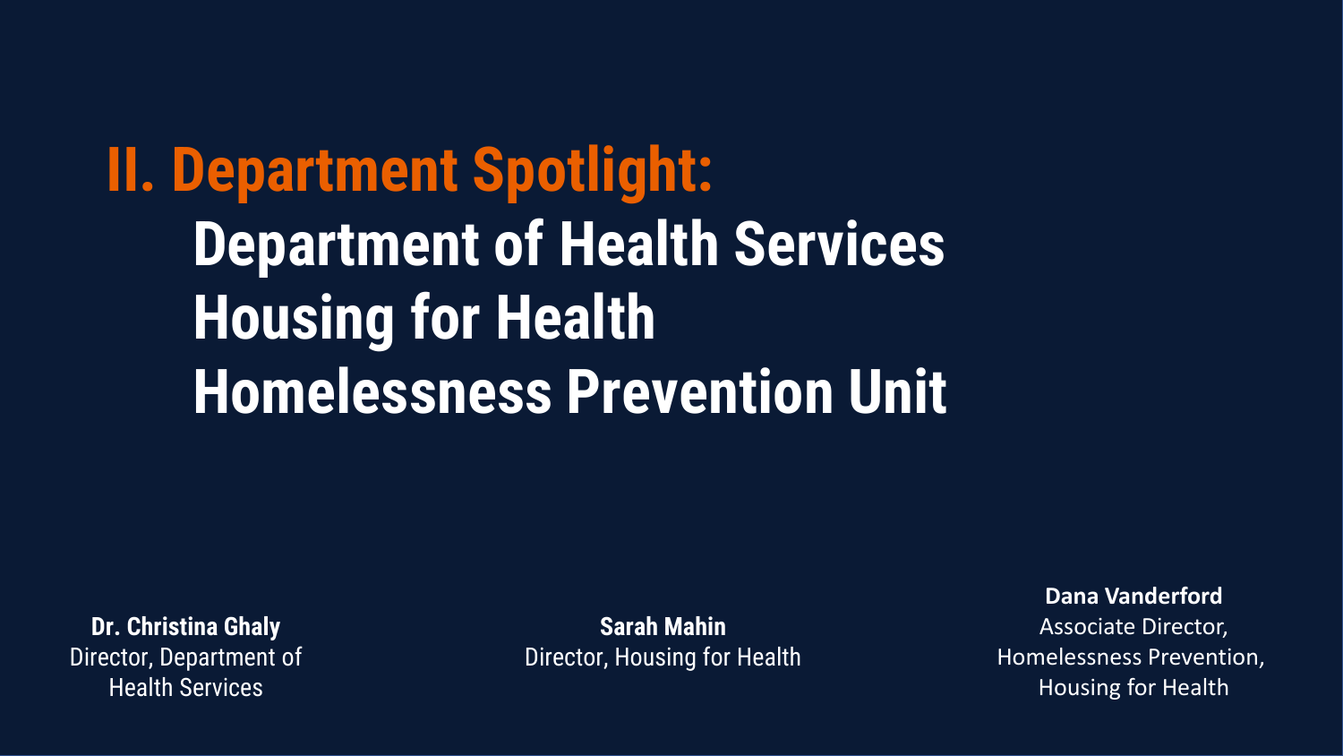# II. Department Spotlight:

## Department of Health Services
## Housing for Health
## Homelessness Prevention Unit

**Dr. Christina Ghaly**
Director, Department of Health Services

**Sarah Mahin**
Director, Housing for Health

**Dana Vanderford**
Associate Director, Homelessness Prevention, Housing for Health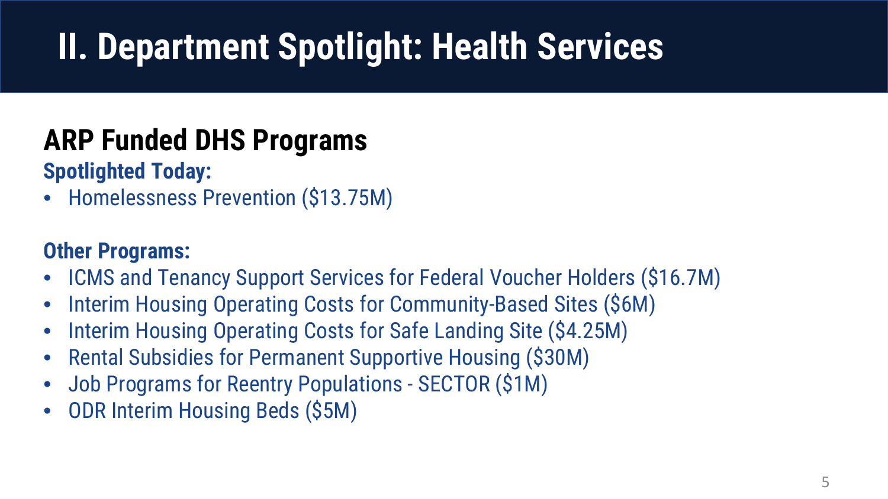# II. Department Spotlight: Health Services

## ARP Funded DHS Programs

### Spotlighted Today:

- Homelessness Prevention ($13.75M)

### Other Programs:

- ICMS and Tenancy Support Services for Federal Voucher Holders ($16.7M)
- Interim Housing Operating Costs for Community-Based Sites ($6M)
- Interim Housing Operating Costs for Safe Landing Site ($4.25M)
- Rental Subsidies for Permanent Supportive Housing ($30M)
- Job Programs for Reentry Populations - SECTOR ($1M)
- ODR Interim Housing Beds ($5M)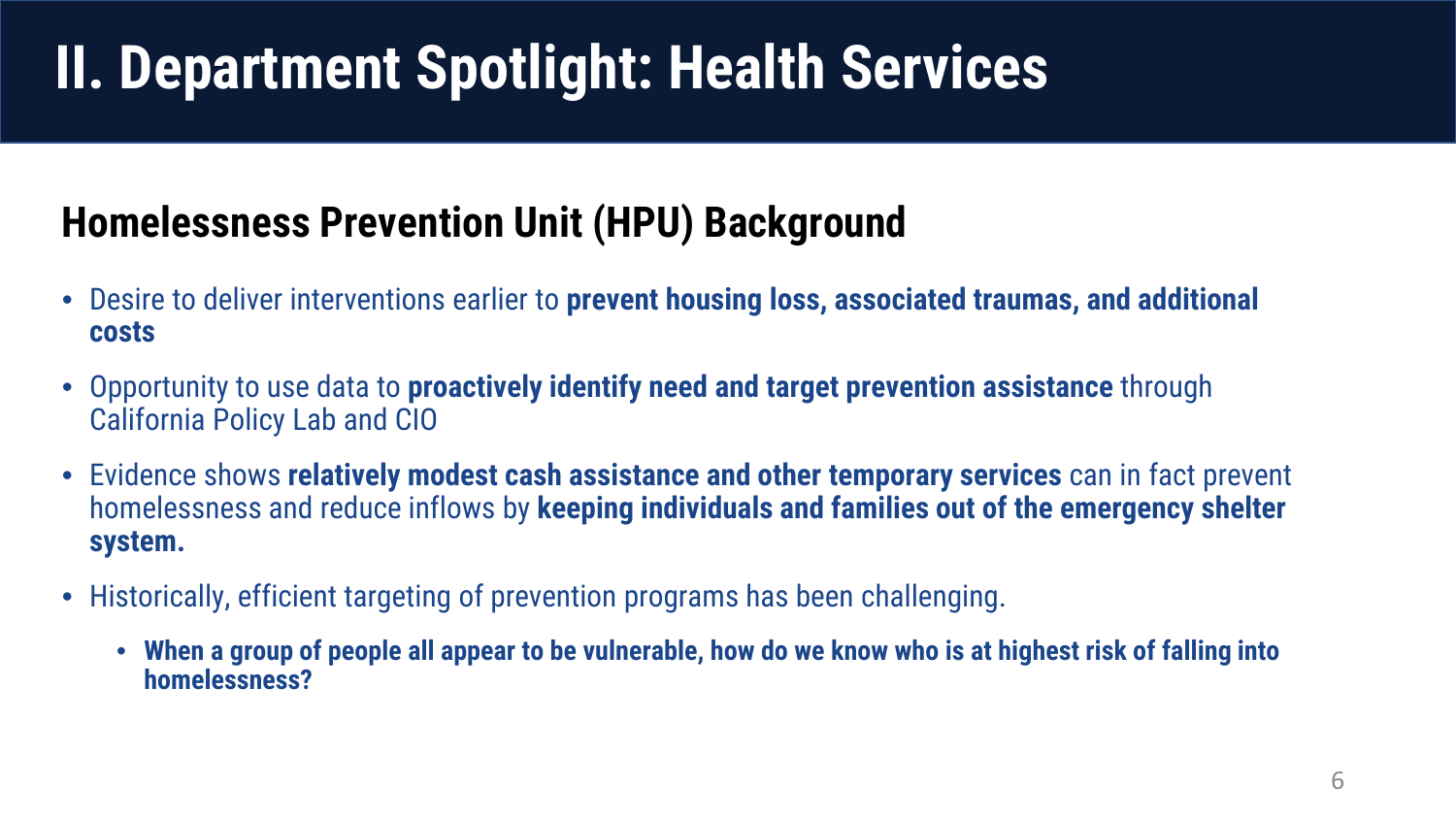# II. Department Spotlight: Health Services

## Homelessness Prevention Unit (HPU) Background

- Desire to deliver interventions earlier to **prevent housing loss, associated traumas, and additional costs**
- Opportunity to use data to **proactively identify need and target prevention assistance** through California Policy Lab and CIO
- Evidence shows **relatively modest cash assistance and other temporary services** can in fact prevent homelessness and reduce inflows by **keeping individuals and families out of the emergency shelter system.**
- Historically, efficient targeting of prevention programs has been challenging.
  - **When a group of people all appear to be vulnerable, how do we know who is at highest risk of falling into homelessness?**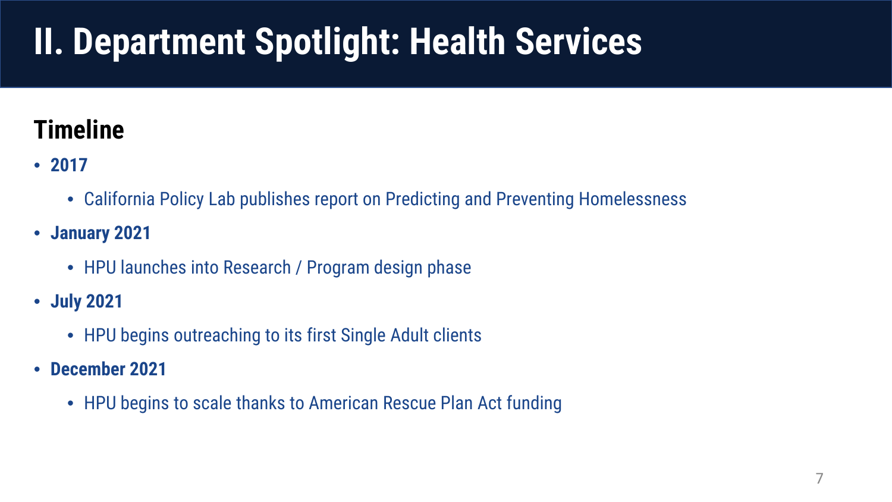# II. Department Spotlight: Health Services

## Timeline

- **2017**
  - California Policy Lab publishes report on Predicting and Preventing Homelessness
- **January 2021**
  - HPU launches into Research / Program design phase
- **July 2021**
  - HPU begins outreaching to its first Single Adult clients
- **December 2021**
  - HPU begins to scale thanks to American Rescue Plan Act funding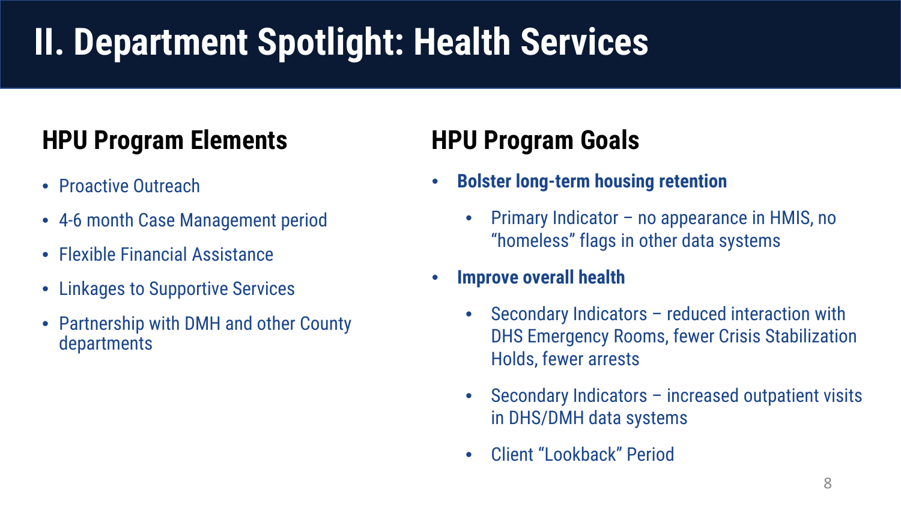# II. Department Spotlight: Health Services

## HPU Program Elements

- Proactive Outreach
- 4-6 month Case Management period
- Flexible Financial Assistance
- Linkages to Supportive Services
- Partnership with DMH and other County departments

## HPU Program Goals

- **Bolster long-term housing retention**
  - Primary Indicator – no appearance in HMIS, no "homeless" flags in other data systems
- **Improve overall health**
  - Secondary Indicators – reduced interaction with DHS Emergency Rooms, fewer Crisis Stabilization Holds, fewer arrests
  - Secondary Indicators – increased outpatient visits in DHS/DMH data systems
  - Client "Lookback" Period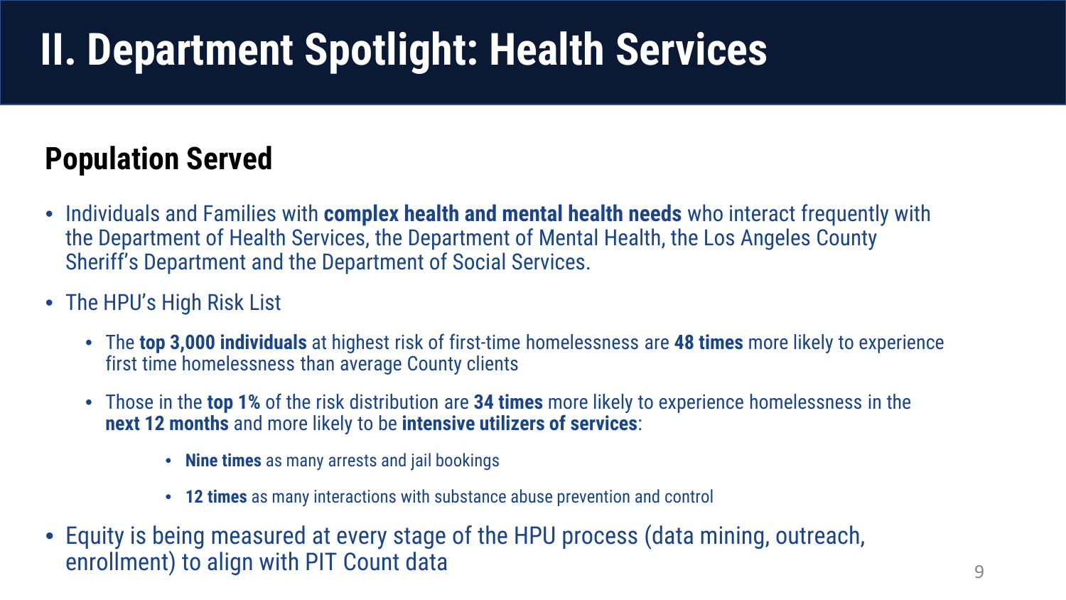# II. Department Spotlight: Health Services

## Population Served

- Individuals and Families with **complex health and mental health needs** who interact frequently with the Department of Health Services, the Department of Mental Health, the Los Angeles County Sheriff's Department and the Department of Social Services.
- The HPU's High Risk List
  - The **top 3,000 individuals** at highest risk of first-time homelessness are **48 times** more likely to experience first time homelessness than average County clients
  - Those in the **top 1%** of the risk distribution are **34 times** more likely to experience homelessness in the **next 12 months** and more likely to be **intensive utilizers of services**:
    - **Nine times** as many arrests and jail bookings
    - **12 times** as many interactions with substance abuse prevention and control
- Equity is being measured at every stage of the HPU process (data mining, outreach, enrollment) to align with PIT Count data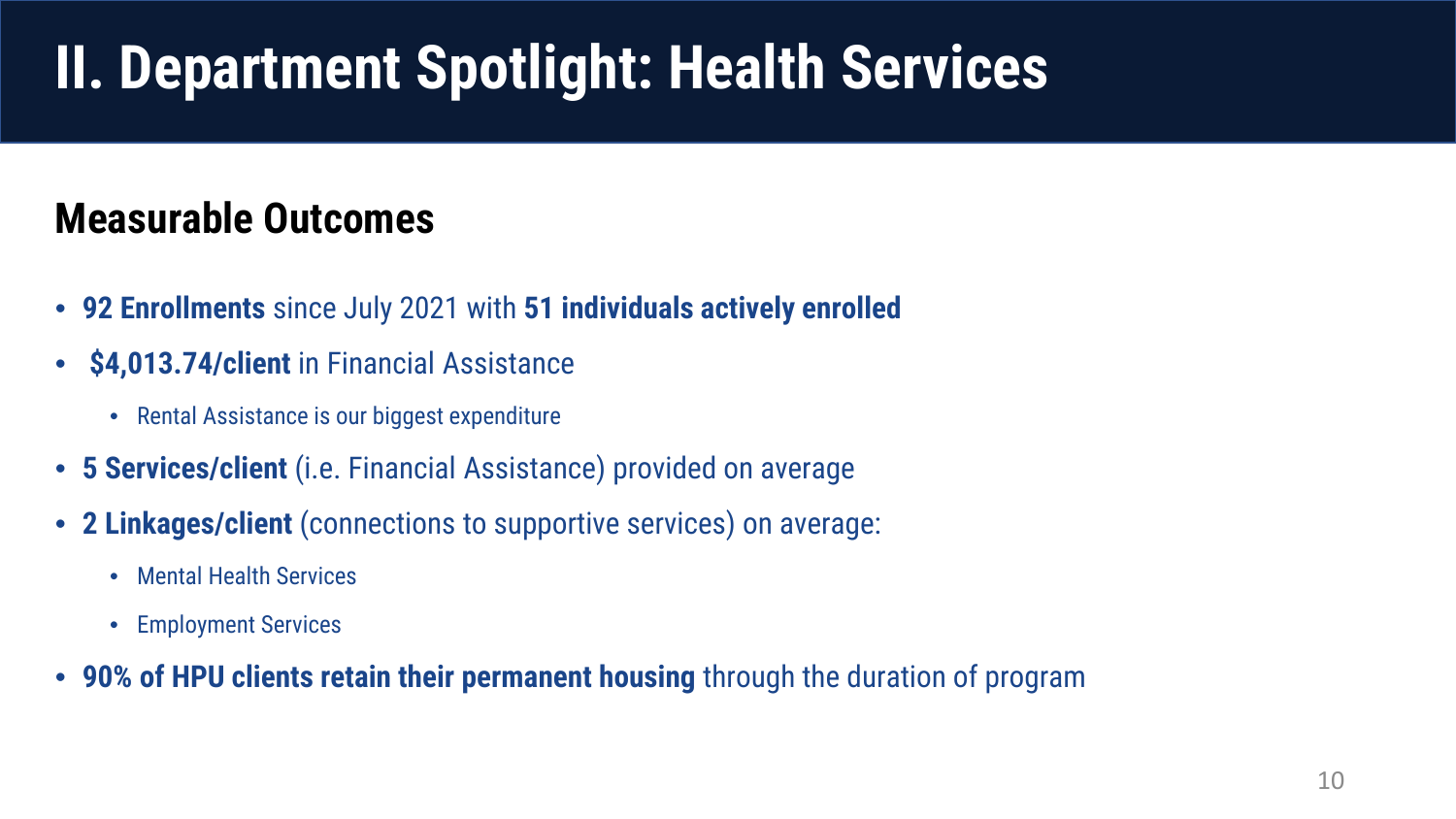# II. Department Spotlight: Health Services

## Measurable Outcomes

- **92 Enrollments** since July 2021 with **51 individuals actively enrolled**
- **$4,013.74/client** in Financial Assistance
  - Rental Assistance is our biggest expenditure
- **5 Services/client** (i.e. Financial Assistance) provided on average
- **2 Linkages/client** (connections to supportive services) on average:
  - Mental Health Services
  - Employment Services
- **90% of HPU clients retain their permanent housing** through the duration of program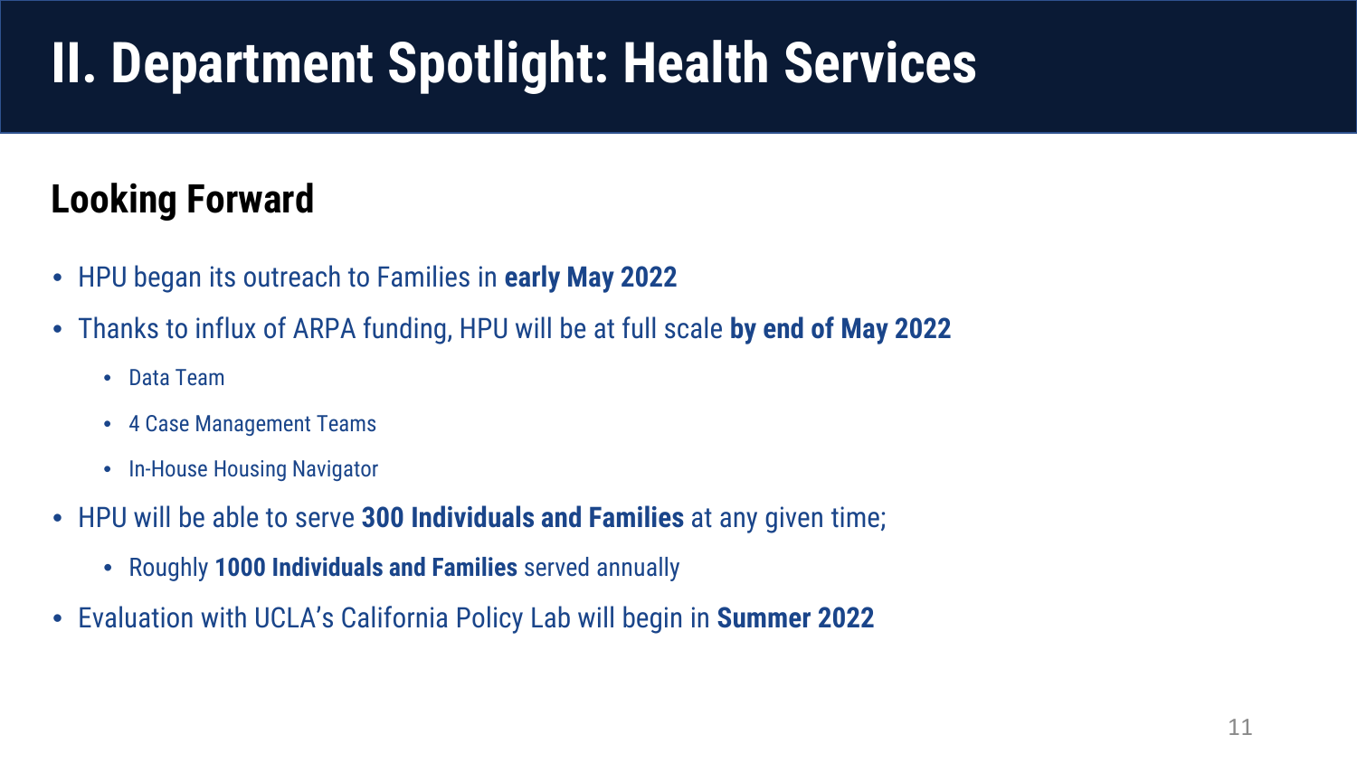# II. Department Spotlight: Health Services

## Looking Forward

- HPU began its outreach to Families in **early May 2022**
- Thanks to influx of ARPA funding, HPU will be at full scale **by end of May 2022**
  - Data Team
  - 4 Case Management Teams
  - In-House Housing Navigator
- HPU will be able to serve **300 Individuals and Families** at any given time;
  - Roughly **1000 Individuals and Families** served annually
- Evaluation with UCLA's California Policy Lab will begin in **Summer 2022**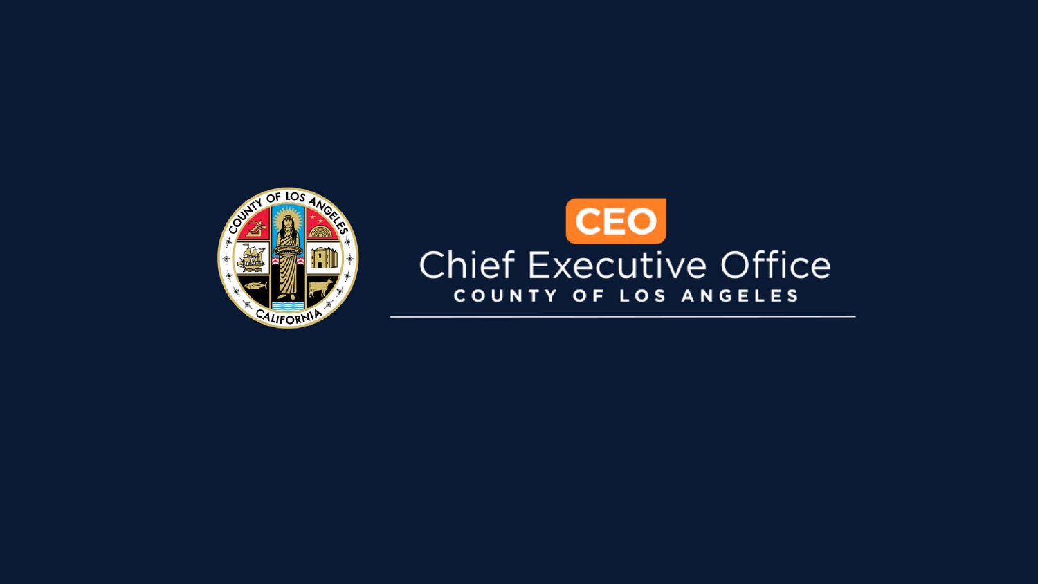CEO

Chief Executive Office

COUNTY OF LOS ANGELES